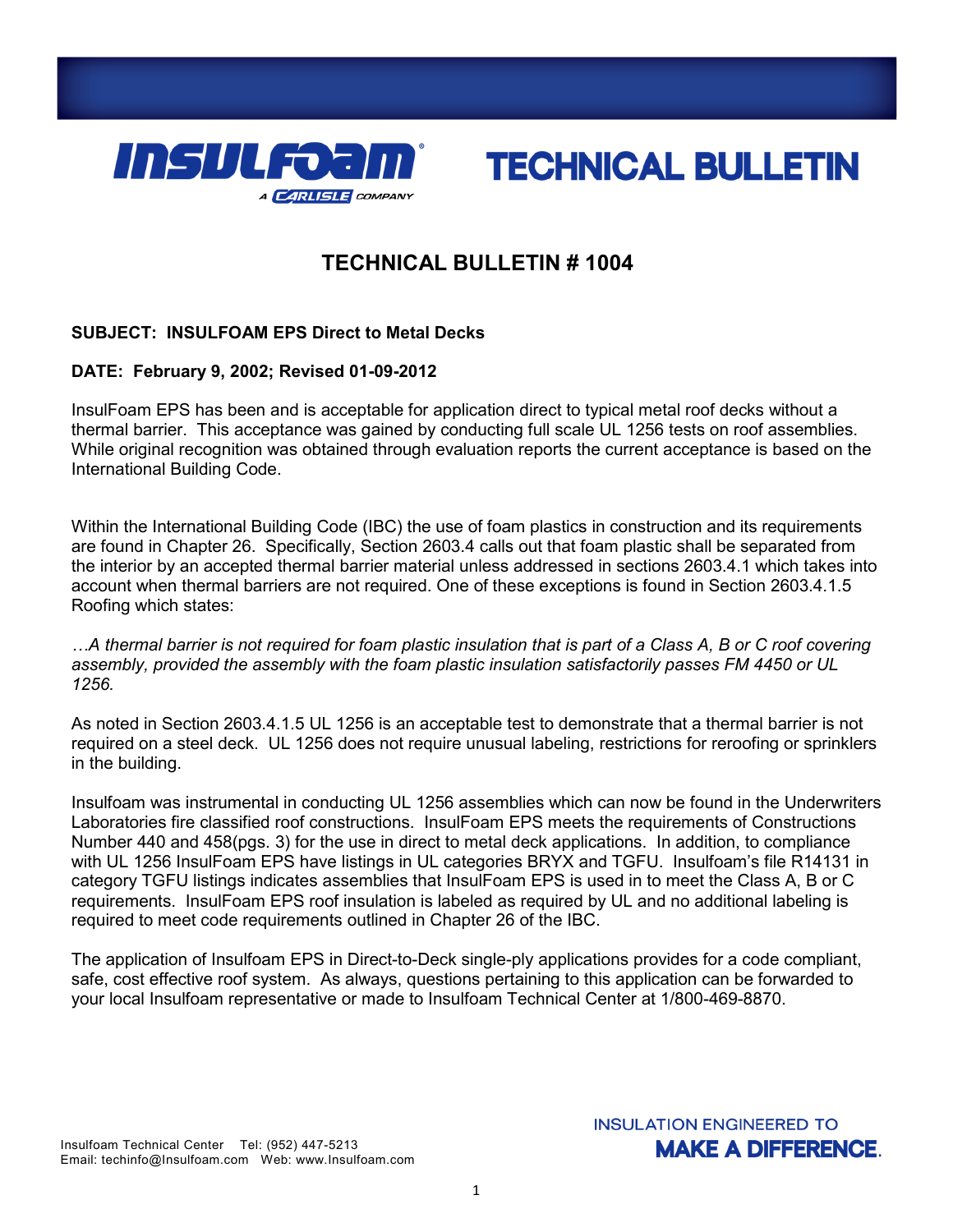# TECHNICAL BULLETIN

## TECHNICAL BULLETIN # 1004

**SUBJECT: INSULFOAM EPS Direct to Metal Decks**

**DATE: February 9, 2002; Revised 01-09-2012**

InsulFoam EPS has been and is acceptable for application direct to typical metal roof decks without a thermal barrier. This acceptance was gained by conducting full scale UL 1256 tests on roof assemblies. While original recognition was obtained through evaluation reports the current acceptance is based on the International Building Code.

Within the International Building Code (IBC) the use of foam plastics in construction and its requirements are found in Chapter 26. Specifically, Section 2603.4 calls out that foam plastic shall be separated from the interior by an accepted thermal barrier material unless addressed in sections 2603.4.1 which takes into account when thermal barriers are not required. One of these exceptions is found in Section 2603.4.1.5 Roofing which states:

*…A thermal barrier is not required for foam plastic insulation that is part of a Class A, B or C roof covering assembly, provided the assembly with the foam plastic insulation satisfactorily passes FM 4450 or UL 1256.*

As noted in Section 2603.4.1.5 UL 1256 is an acceptable test to demonstrate that a thermal barrier is not required on a steel deck. UL 1256 does not require unusual labeling, restrictions for reroofing or sprinklers in the building.

Insulfoam was instrumental in conducting UL 1256 assemblies which can now be found in the Underwriters Laboratories fire classified roof constructions. InsulFoam EPS meets the requirements of Constructions Number 440 and 458(pgs. 3) for the use in direct to metal deck applications. In addition, to compliance with UL 1256 InsulFoam EPS have listings in UL categories BRYX and TGFU. Insulfoam's file R14131 in category TGFU listings indicates assemblies that InsulFoam EPS is used in to meet the Class A, B or C requirements. InsulFoam EPS roof insulation is labeled as required by UL and no additional labeling is required to meet code requirements outlined in Chapter 26 of the IBC.

The application of Insulfoam EPS in Direct-to-Deck single-ply applications provides for a code compliant, safe, cost effective roof system. As always, questions pertaining to this application can be forwarded to your local Insulfoam representative or made to Insulfoam Technical Center at 1/800-469-8870.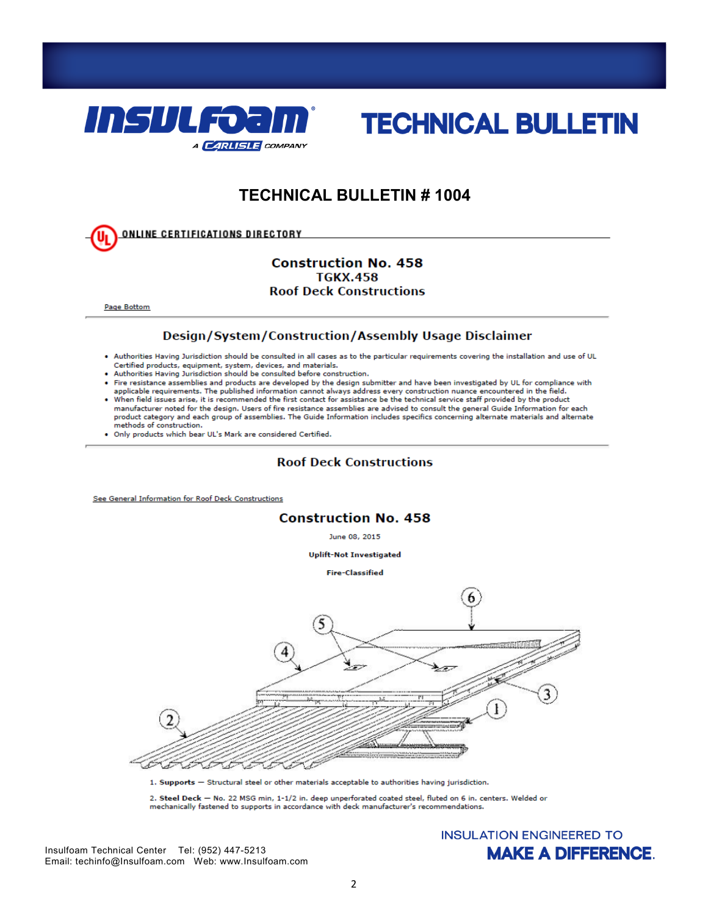# TECHNICAL BULLETIN

## TECHNICAL BULLETIN # 1004

ONLINE CERTIFICATIONS DIRECTORY

### Construction No. 458
### TGKX.458
### Roof Deck Constructions

Page Bottom

### Design/System/Construction/Assembly Usage Disclaimer

- Authorities Having Jurisdiction should be consulted in all cases as to the particular requirements covering the installation and use of UL Certified products, equipment, system, devices, and materials.
- Authorities Having Jurisdiction should be consulted before construction.
- Fire resistance assemblies and products are developed by the design submitter and have been investigated by UL for compliance with applicable requirements. The published information cannot always address every construction nuance encountered in the field.
- When field issues arise, it is recommended the first contact for assistance be the technical service staff provided by the product manufacturer noted for the design. Users of fire resistance assemblies are advised to consult the general Guide Information for each product category and each group of assemblies. The Guide Information includes specifics concerning alternate materials and alternate methods of construction.
- Only products which bear UL's Mark are considered Certified.

### Roof Deck Constructions

See General Information for Roof Deck Constructions

### Construction No. 458

June 08, 2015

**Uplift-Not Investigated**

**Fire-Classified**

1. **Supports** — Structural steel or other materials acceptable to authorities having jurisdiction.

2. **Steel Deck** — No. 22 MSG min, 1-1/2 in. deep unperforated coated steel, fluted on 6 in. centers. Welded or mechanically fastened to supports in accordance with deck manufacturer's recommendations.

Insulfoam Technical Center Tel: (952) 447-5213
Email: techinfo@Insulfoam.com Web: www.Insulfoam.com

INSULATION ENGINEERED TO MAKE A DIFFERENCE.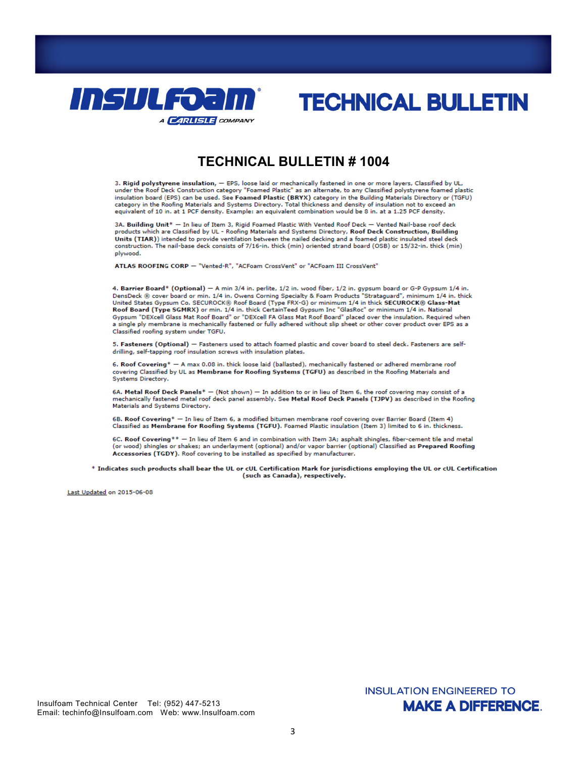# TECHNICAL BULLETIN

## TECHNICAL BULLETIN # 1004

3. **Rigid polystyrene insulation,** — EPS, loose laid or mechanically fastened in one or more layers, Classified by UL, under the Roof Deck Construction category "Foamed Plastic" as an alternate, to any Classified polystyrene foamed plastic insulation board (EPS) can be used. See **Foamed Plastic (BRYX)** category in the Building Materials Directory or (TGFU) category in the Roofing Materials and Systems Directory. Total thickness and density of insulation not to exceed an equivalent of 10 in. at 1 PCF density. Example: an equivalent combination would be 8 in. at a 1.25 PCF density.

3A. **Building Unit*** — In lieu of Item 3, Rigid Foamed Plastic With Vented Roof Deck — Vented Nail-base roof deck products which are Classified by UL - Roofing Materials and Systems Directory, **Roof Deck Construction, Building Units (TIAR)**) intended to provide ventilation between the nailed decking and a foamed plastic insulated steel deck construction. The nail-base deck consists of 7/16-in. thick (min) oriented strand board (OSB) or 15/32-in. thick (min) plywood.

**ATLAS ROOFING CORP** — "Vented-R", "ACFoam CrossVent" or "ACFoam III CrossVent"

4. **Barrier Board* (Optional)** — A min 3/4 in. perlite, 1/2 in. wood fiber, 1/2 in. gypsum board or G-P Gypsum 1/4 in. DensDeck ® cover board or min. 1/4 in. Owens Corning Specialty & Foam Products "Strataguard", minimum 1/4 in. thick United States Gypsum Co. SECUROCK® Roof Board (Type FRX-G) or minimum 1/4 in thick **SECUROCK® Glass-Mat Roof Board (Type SGMRX)** or min. 1/4 in. thick CertainTeed Gypsum Inc "GlasRoc" or minimum 1/4 in. National Gypsum "DEXcell Glass Mat Roof Board" or "DEXcell FA Glass Mat Roof Board" placed over the insulation. Required when a single ply membrane is mechanically fastened or fully adhered without slip sheet or other cover product over EPS as a Classified roofing system under TGFU.

5. **Fasteners (Optional)** — Fasteners used to attach foamed plastic and cover board to steel deck. Fasteners are self-drilling, self-tapping roof insulation screws with insulation plates.

6. **Roof Covering*** — A max 0.08 in. thick loose laid (ballasted), mechanically fastened or adhered membrane roof covering Classified by UL as **Membrane for Roofing Systems (TGFU)** as described in the Roofing Materials and Systems Directory.

6A. **Metal Roof Deck Panels*** — (Not shown) — In addition to or in lieu of Item 6, the roof covering may consist of a mechanically fastened metal roof deck panel assembly. See **Metal Roof Deck Panels (TJPV)** as described in the Roofing Materials and Systems Directory.

6B. **Roof Covering*** — In lieu of Item 6, a modified bitumen membrane roof covering over Barrier Board (Item 4) Classified as **Membrane for Roofing Systems (TGFU)**. Foamed Plastic insulation (Item 3) limited to 6 in. thickness.

6C. **Roof Covering**** — In lieu of Item 6 and in combination with Item 3A; asphalt shingles, fiber-cement tile and metal (or wood) shingles or shakes; an underlayment (optional) and/or vapor barrier (optional) Classified as **Prepared Roofing Accessories (TGDY)**. Roof covering to be installed as specified by manufacturer.

**\* Indicates such products shall bear the UL or cUL Certification Mark for jurisdictions employing the UL or cUL Certification (such as Canada), respectively.**

Last Updated on 2015-06-08

Insulfoam Technical Center Tel: (952) 447-5213
Email: techinfo@Insulfoam.com Web: www.Insulfoam.com

INSULATION ENGINEERED TO **MAKE A DIFFERENCE.**